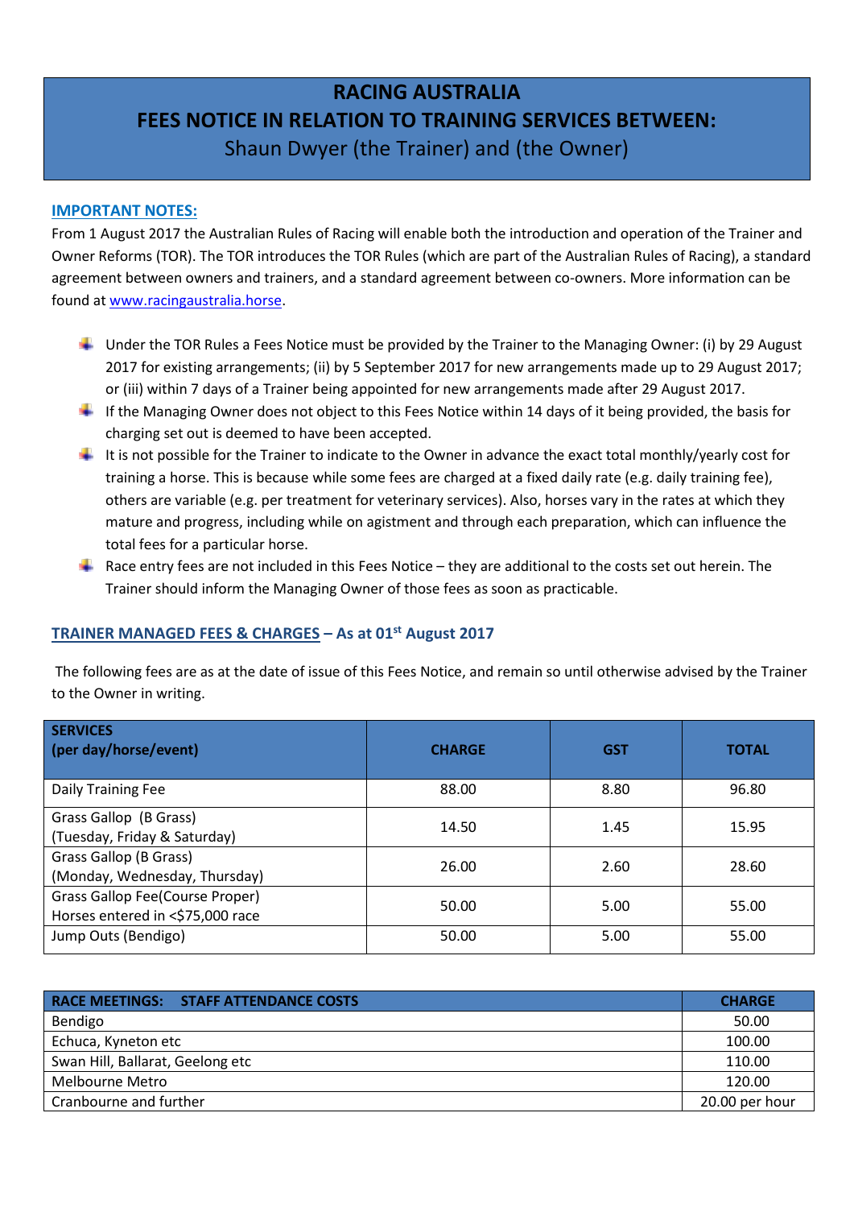# RACING AUSTRALIA
## FEES NOTICE IN RELATION TO TRAINING SERVICES BETWEEN:
Shaun Dwyer (the Trainer) and (the Owner)

### IMPORTANT NOTES:

From 1 August 2017 the Australian Rules of Racing will enable both the introduction and operation of the Trainer and Owner Reforms (TOR). The TOR introduces the TOR Rules (which are part of the Australian Rules of Racing), a standard agreement between owners and trainers, and a standard agreement between co-owners. More information can be found at www.racingaustralia.horse.

- Under the TOR Rules a Fees Notice must be provided by the Trainer to the Managing Owner: (i) by 29 August 2017 for existing arrangements; (ii) by 5 September 2017 for new arrangements made up to 29 August 2017; or (iii) within 7 days of a Trainer being appointed for new arrangements made after 29 August 2017.
- If the Managing Owner does not object to this Fees Notice within 14 days of it being provided, the basis for charging set out is deemed to have been accepted.
- It is not possible for the Trainer to indicate to the Owner in advance the exact total monthly/yearly cost for training a horse. This is because while some fees are charged at a fixed daily rate (e.g. daily training fee), others are variable (e.g. per treatment for veterinary services). Also, horses vary in the rates at which they mature and progress, including while on agistment and through each preparation, which can influence the total fees for a particular horse.
- Race entry fees are not included in this Fees Notice – they are additional to the costs set out herein. The Trainer should inform the Managing Owner of those fees as soon as practicable.

### TRAINER MANAGED FEES & CHARGES – As at 01st August 2017

The following fees are as at the date of issue of this Fees Notice, and remain so until otherwise advised by the Trainer to the Owner in writing.

| SERVICES (per day/horse/event) | CHARGE | GST | TOTAL |
|---|---|---|---|
| Daily Training Fee | 88.00 | 8.80 | 96.80 |
| Grass Gallop (B Grass) (Tuesday, Friday & Saturday) | 14.50 | 1.45 | 15.95 |
| Grass Gallop (B Grass) (Monday, Wednesday, Thursday) | 26.00 | 2.60 | 28.60 |
| Grass Gallop Fee(Course Proper) Horses entered in <$75,000 race | 50.00 | 5.00 | 55.00 |
| Jump Outs (Bendigo) | 50.00 | 5.00 | 55.00 |

| RACE MEETINGS: STAFF ATTENDANCE COSTS | CHARGE |
|---|---|
| Bendigo | 50.00 |
| Echuca, Kyneton etc | 100.00 |
| Swan Hill, Ballarat, Geelong etc | 110.00 |
| Melbourne Metro | 120.00 |
| Cranbourne and further | 20.00 per hour |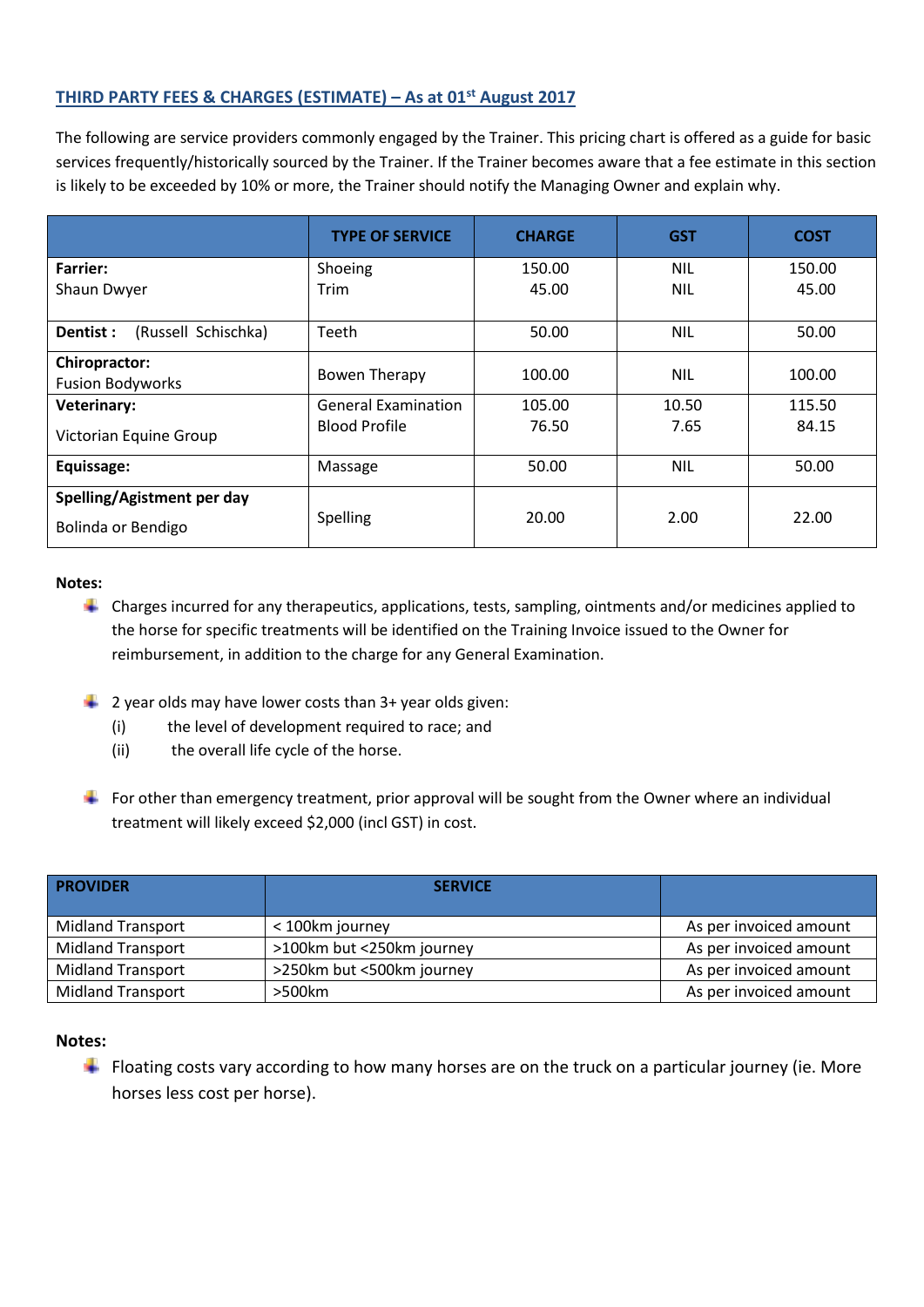## THIRD PARTY FEES & CHARGES (ESTIMATE) – As at 01st August 2017

The following are service providers commonly engaged by the Trainer. This pricing chart is offered as a guide for basic services frequently/historically sourced by the Trainer. If the Trainer becomes aware that a fee estimate in this section is likely to be exceeded by 10% or more, the Trainer should notify the Managing Owner and explain why.

| | TYPE OF SERVICE | CHARGE | GST | COST |
|---|---|---|---|---|
| **Farrier:**<br>Shaun Dwyer | Shoeing<br>Trim | 150.00<br>45.00 | NIL<br>NIL | 150.00<br>45.00 |
| **Dentist :** (Russell Schischka) | Teeth | 50.00 | NIL | 50.00 |
| **Chiropractor:**<br>Fusion Bodyworks | Bowen Therapy | 100.00 | NIL | 100.00 |
| **Veterinary:**<br>Victorian Equine Group | General Examination<br>Blood Profile | 105.00<br>76.50 | 10.50<br>7.65 | 115.50<br>84.15 |
| **Equissage:** | Massage | 50.00 | NIL | 50.00 |
| **Spelling/Agistment per day**<br>Bolinda or Bendigo | Spelling | 20.00 | 2.00 | 22.00 |

**Notes:**

- Charges incurred for any therapeutics, applications, tests, sampling, ointments and/or medicines applied to the horse for specific treatments will be identified on the Training Invoice issued to the Owner for reimbursement, in addition to the charge for any General Examination.
- 2 year olds may have lower costs than 3+ year olds given:
  - (i) the level of development required to race; and
  - (ii) the overall life cycle of the horse.
- For other than emergency treatment, prior approval will be sought from the Owner where an individual treatment will likely exceed $2,000 (incl GST) in cost.

| PROVIDER | SERVICE | |
|---|---|---|
| Midland Transport | < 100km journey | As per invoiced amount |
| Midland Transport | >100km but <250km journey | As per invoiced amount |
| Midland Transport | >250km but <500km journey | As per invoiced amount |
| Midland Transport | >500km | As per invoiced amount |

**Notes:**

- Floating costs vary according to how many horses are on the truck on a particular journey (ie. More horses less cost per horse).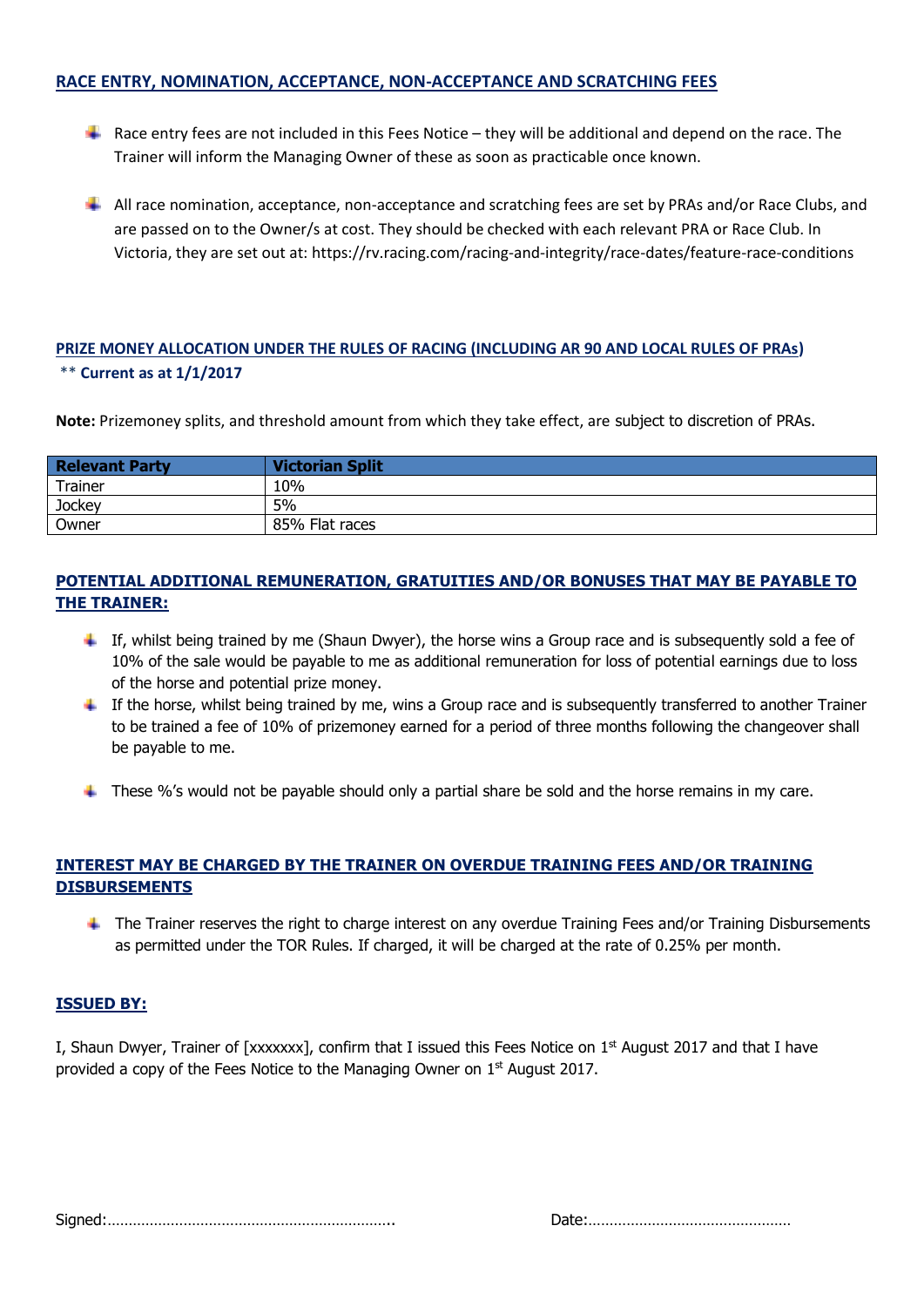## RACE ENTRY, NOMINATION, ACCEPTANCE, NON-ACCEPTANCE AND SCRATCHING FEES

- Race entry fees are not included in this Fees Notice – they will be additional and depend on the race. The Trainer will inform the Managing Owner of these as soon as practicable once known.
- All race nomination, acceptance, non-acceptance and scratching fees are set by PRAs and/or Race Clubs, and are passed on to the Owner/s at cost. They should be checked with each relevant PRA or Race Club. In Victoria, they are set out at: https://rv.racing.com/racing-and-integrity/race-dates/feature-race-conditions

## PRIZE MONEY ALLOCATION UNDER THE RULES OF RACING (INCLUDING AR 90 AND LOCAL RULES OF PRAs)

** **Current as at 1/1/2017**

**Note:** Prizemoney splits, and threshold amount from which they take effect, are subject to discretion of PRAs.

| Relevant Party | Victorian Split |
|---|---|
| Trainer | 10% |
| Jockey | 5% |
| Owner | 85% Flat races |

## POTENTIAL ADDITIONAL REMUNERATION, GRATUITIES AND/OR BONUSES THAT MAY BE PAYABLE TO THE TRAINER:

- If, whilst being trained by me (Shaun Dwyer), the horse wins a Group race and is subsequently sold a fee of 10% of the sale would be payable to me as additional remuneration for loss of potential earnings due to loss of the horse and potential prize money.
- If the horse, whilst being trained by me, wins a Group race and is subsequently transferred to another Trainer to be trained a fee of 10% of prizemoney earned for a period of three months following the changeover shall be payable to me.
- These %'s would not be payable should only a partial share be sold and the horse remains in my care.

## INTEREST MAY BE CHARGED BY THE TRAINER ON OVERDUE TRAINING FEES AND/OR TRAINING DISBURSEMENTS

- The Trainer reserves the right to charge interest on any overdue Training Fees and/or Training Disbursements as permitted under the TOR Rules. If charged, it will be charged at the rate of 0.25% per month.

## ISSUED BY:

I, Shaun Dwyer, Trainer of [xxxxxxx], confirm that I issued this Fees Notice on 1st August 2017 and that I have provided a copy of the Fees Notice to the Managing Owner on 1st August 2017.

Signed:…………………………………………………………..                Date:…………………………………………